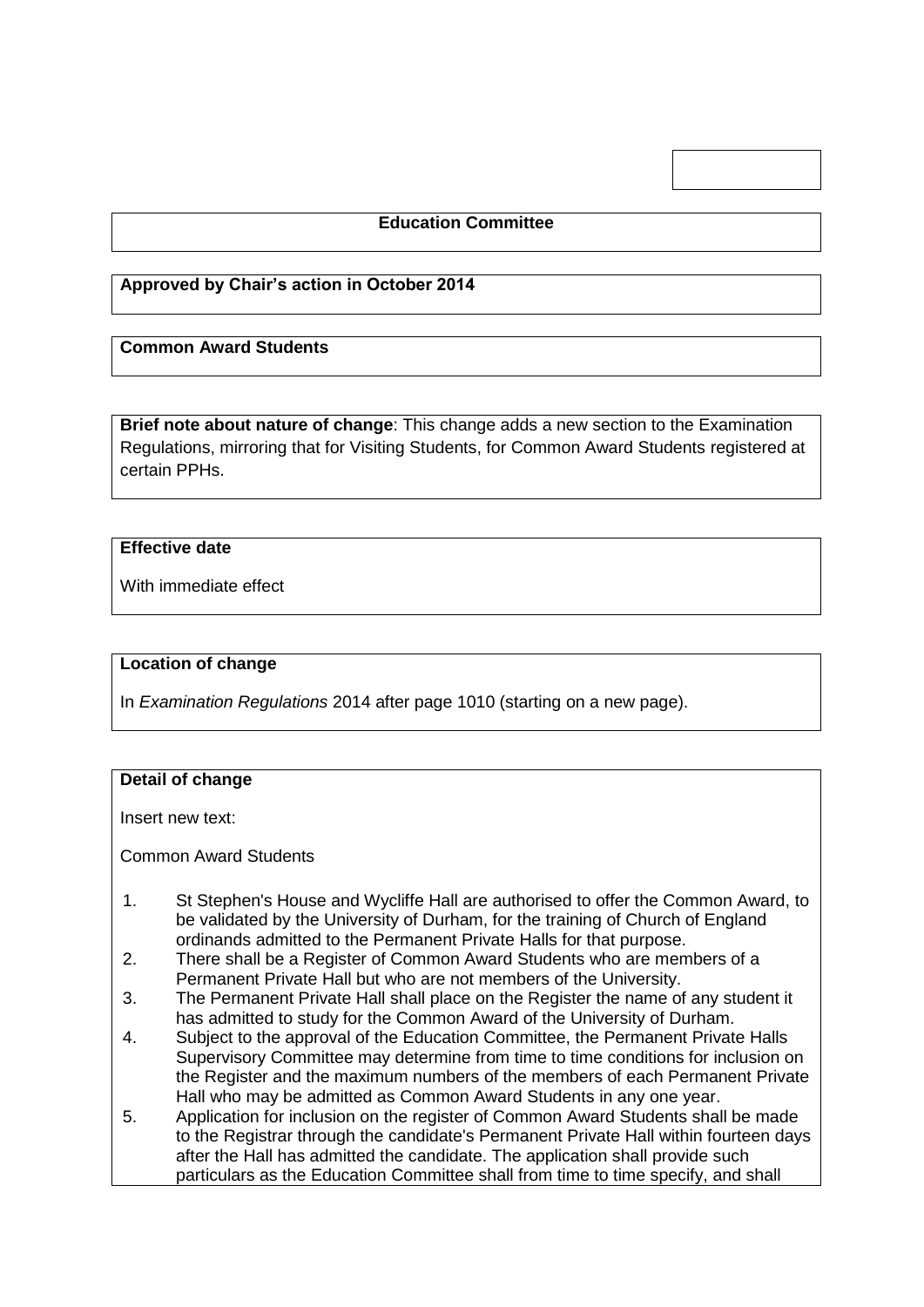**Education Committee**

**Approved by Chair's action in October 2014**

**Common Award Students**

**Brief note about nature of change**: This change adds a new section to the Examination Regulations, mirroring that for Visiting Students, for Common Award Students registered at certain PPHs.

**Effective date**

With immediate effect

**Location of change**

In *Examination Regulations* 2014 after page 1010 (starting on a new page).

**Detail of change**

Insert new text:

Common Award Students

1. St Stephen's House and Wycliffe Hall are authorised to offer the Common Award, to be validated by the University of Durham, for the training of Church of England ordinands admitted to the Permanent Private Halls for that purpose.
2. There shall be a Register of Common Award Students who are members of a Permanent Private Hall but who are not members of the University.
3. The Permanent Private Hall shall place on the Register the name of any student it has admitted to study for the Common Award of the University of Durham.
4. Subject to the approval of the Education Committee, the Permanent Private Halls Supervisory Committee may determine from time to time conditions for inclusion on the Register and the maximum numbers of the members of each Permanent Private Hall who may be admitted as Common Award Students in any one year.
5. Application for inclusion on the register of Common Award Students shall be made to the Registrar through the candidate's Permanent Private Hall within fourteen days after the Hall has admitted the candidate. The application shall provide such particulars as the Education Committee shall from time to time specify, and shall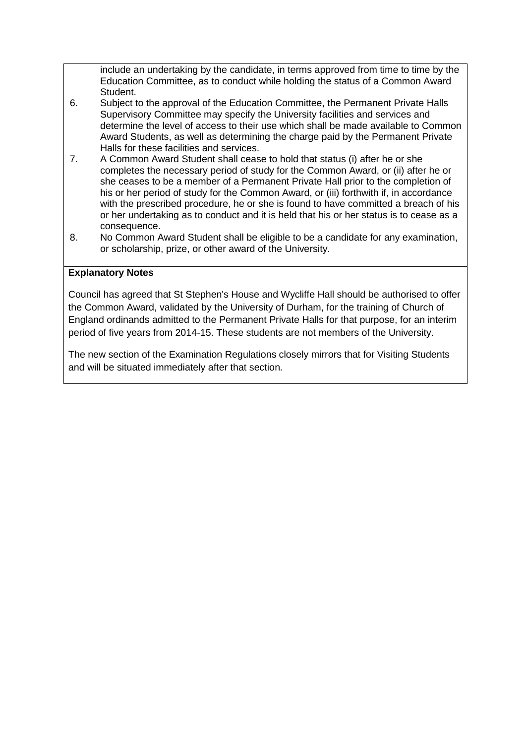include an undertaking by the candidate, in terms approved from time to time by the Education Committee, as to conduct while holding the status of a Common Award Student.

6. Subject to the approval of the Education Committee, the Permanent Private Halls Supervisory Committee may specify the University facilities and services and determine the level of access to their use which shall be made available to Common Award Students, as well as determining the charge paid by the Permanent Private Halls for these facilities and services.
7. A Common Award Student shall cease to hold that status (i) after he or she completes the necessary period of study for the Common Award, or (ii) after he or she ceases to be a member of a Permanent Private Hall prior to the completion of his or her period of study for the Common Award, or (iii) forthwith if, in accordance with the prescribed procedure, he or she is found to have committed a breach of his or her undertaking as to conduct and it is held that his or her status is to cease as a consequence.
8. No Common Award Student shall be eligible to be a candidate for any examination, or scholarship, prize, or other award of the University.

**Explanatory Notes**

Council has agreed that St Stephen's House and Wycliffe Hall should be authorised to offer the Common Award, validated by the University of Durham, for the training of Church of England ordinands admitted to the Permanent Private Halls for that purpose, for an interim period of five years from 2014-15. These students are not members of the University.

The new section of the Examination Regulations closely mirrors that for Visiting Students and will be situated immediately after that section.